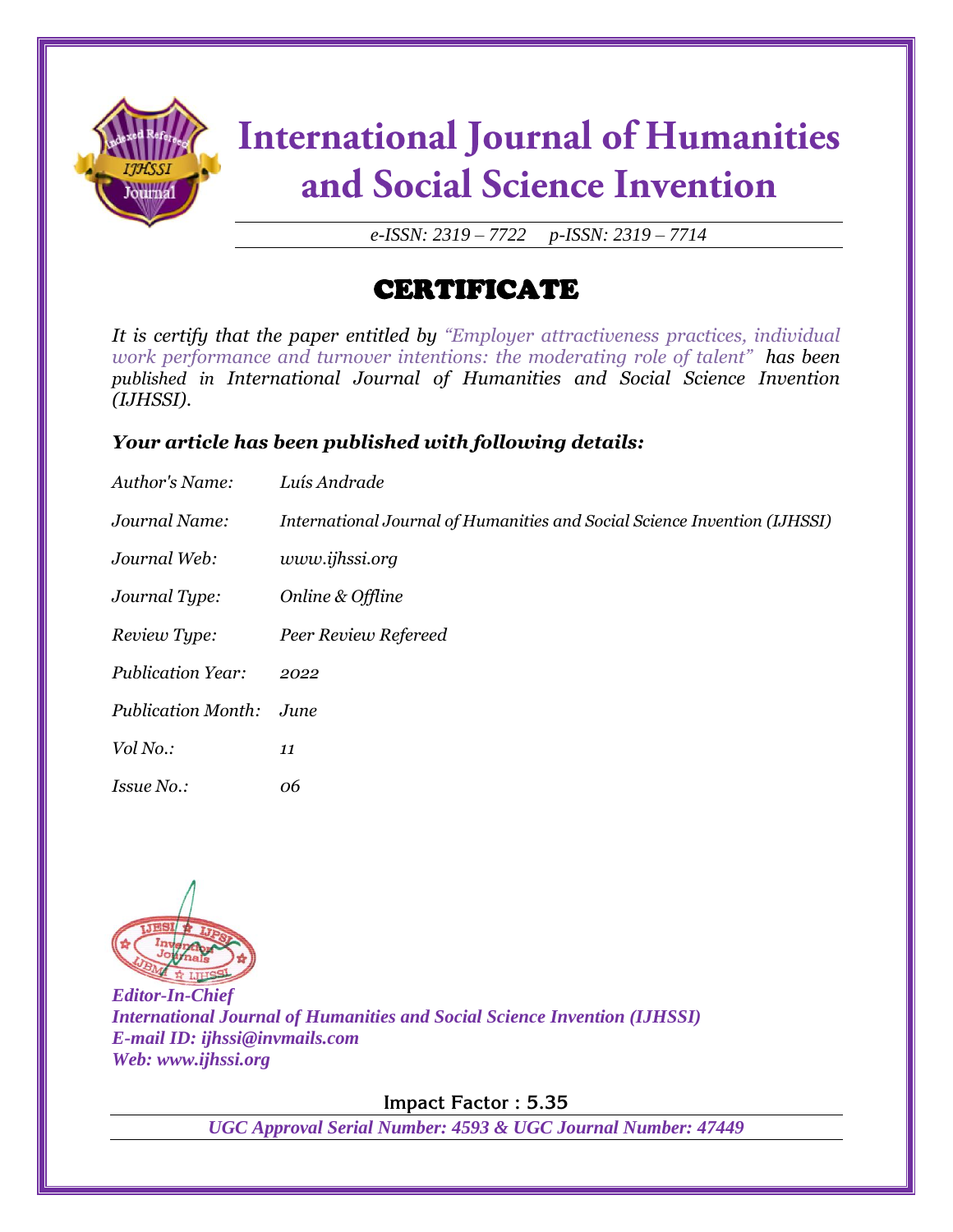# International Journal of Humanities and Social Science Invention

*e-ISSN: 2319 – 7722 p-ISSN: 2319 – 7714*

## CERTIFICATE

*It is certify that the paper entitled by "Employer attractiveness practices, individual work performance and turnover intentions: the moderating role of talent" has been published in International Journal of Humanities and Social Science Invention (IJHSSI).*

### *Your article has been published with following details:*

| | |
|---|---|
| *Author's Name:* | *Luís Andrade* |
| *Journal Name:* | *International Journal of Humanities and Social Science Invention (IJHSSI)* |
| *Journal Web:* | *www.ijhssi.org* |
| *Journal Type:* | *Online & Offline* |
| *Review Type:* | *Peer Review Refereed* |
| *Publication Year:* | *2022* |
| *Publication Month:* | *June* |
| *Vol No.:* | *11* |
| *Issue No.:* | *06* |

***Editor-In-Chief***
***International Journal of Humanities and Social Science Invention (IJHSSI)***
***E-mail ID: ijhssi@invmails.com***
***Web: www.ijhssi.org***

**Impact Factor : 5.35**

***UGC Approval Serial Number: 4593 & UGC Journal Number: 47449***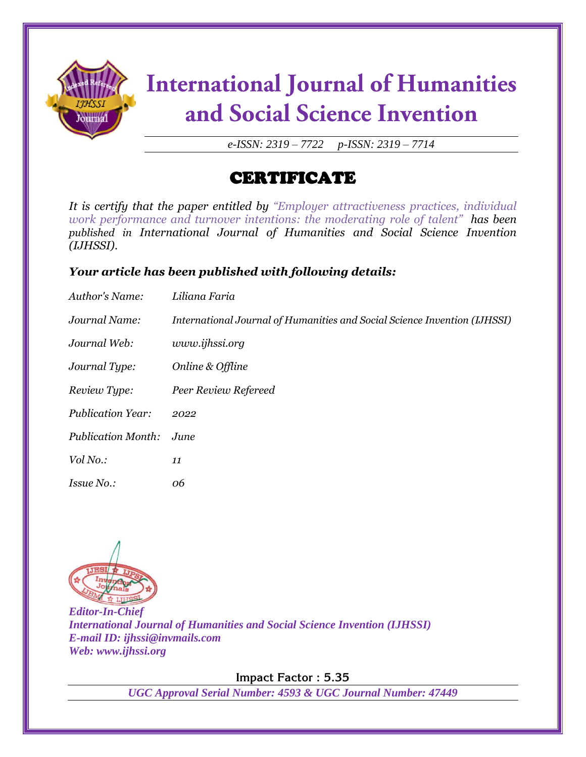# International Journal of Humanities and Social Science Invention

*e-ISSN: 2319 – 7722 p-ISSN: 2319 – 7714*

## CERTIFICATE

*It is certify that the paper entitled by "Employer attractiveness practices, individual work performance and turnover intentions: the moderating role of talent" has been published in International Journal of Humanities and Social Science Invention (IJHSSI).*

### *Your article has been published with following details:*

| | |
|---|---|
| *Author's Name:* | *Liliana Faria* |
| *Journal Name:* | *International Journal of Humanities and Social Science Invention (IJHSSI)* |
| *Journal Web:* | *www.ijhssi.org* |
| *Journal Type:* | *Online & Offline* |
| *Review Type:* | *Peer Review Refereed* |
| *Publication Year:* | *2022* |
| *Publication Month:* | *June* |
| *Vol No.:* | *11* |
| *Issue No.:* | *06* |

***Editor-In-Chief***
***International Journal of Humanities and Social Science Invention (IJHSSI)***
***E-mail ID: ijhssi@invmails.com***
***Web: www.ijhssi.org***

**Impact Factor : 5.35**

***UGC Approval Serial Number: 4593 & UGC Journal Number: 47449***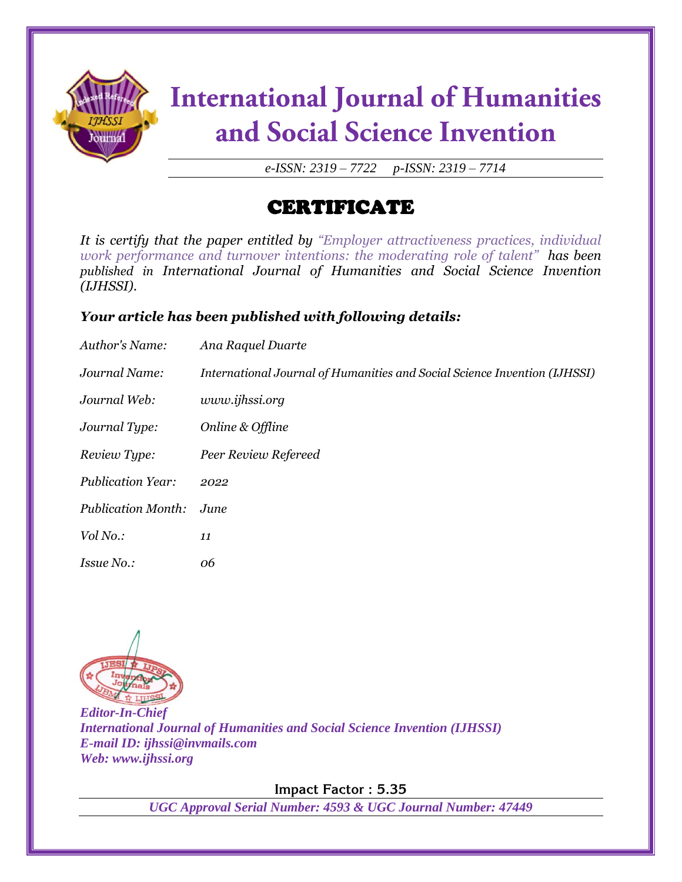# International Journal of Humanities and Social Science Invention

*e-ISSN: 2319 – 7722 p-ISSN: 2319 – 7714*

## CERTIFICATE

*It is certify that the paper entitled by "Employer attractiveness practices, individual work performance and turnover intentions: the moderating role of talent" has been published in International Journal of Humanities and Social Science Invention (IJHSSI).*

### *Your article has been published with following details:*

| | |
|---|---|
| *Author's Name:* | *Ana Raquel Duarte* |
| *Journal Name:* | *International Journal of Humanities and Social Science Invention (IJHSSI)* |
| *Journal Web:* | *www.ijhssi.org* |
| *Journal Type:* | *Online & Offline* |
| *Review Type:* | *Peer Review Refereed* |
| *Publication Year:* | *2022* |
| *Publication Month:* | *June* |
| *Vol No.:* | *11* |
| *Issue No.:* | *06* |

***Editor-In-Chief***
***International Journal of Humanities and Social Science Invention (IJHSSI)***
***E-mail ID: ijhssi@invmails.com***
***Web: www.ijhssi.org***

**Impact Factor : 5.35**

***UGC Approval Serial Number: 4593 & UGC Journal Number: 47449***